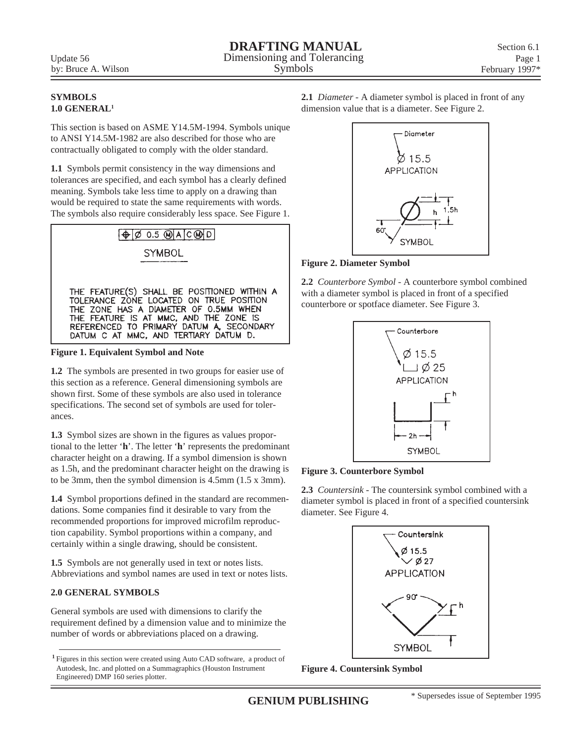# DRAFTING MANUAL

Dimensioning and Tolerancing
Symbols

Update 56
by: Bruce A. Wilson

Section 6.1
February 1997*

**SYMBOLS**
**1.0 GENERAL**[1]

This section is based on ASME Y14.5M-1994. Symbols unique to ANSI Y14.5M-1982 are also described for those who are contractually obligated to comply with the older standard.

**1.1** Symbols permit consistency in the way dimensions and tolerances are specified, and each symbol has a clearly defined meaning. Symbols take less time to apply on a drawing than would be required to state the same requirements with words. The symbols also require considerably less space. See Figure 1.

⌖ | Ø 0.5 Ⓜ | A | C Ⓜ | D

SYMBOL

THE FEATURE(S) SHALL BE POSITIONED WITHIN A TOLERANCE ZONE LOCATED ON TRUE POSITION THE ZONE HAS A DIAMETER OF 0.5MM WHEN THE FEATURE IS AT MMC, AND THE ZONE IS REFERENCED TO PRIMARY DATUM A, SECONDARY DATUM C AT MMC, AND TERTIARY DATUM D.

**Figure 1. Equivalent Symbol and Note**

**1.2** The symbols are presented in two groups for easier use of this section as a reference. General dimensioning symbols are shown first. Some of these symbols are also used in tolerance specifications. The second set of symbols are used for tolerances.

**1.3** Symbol sizes are shown in the figures as values proportional to the letter '**h**'. The letter '**h**' represents the predominant character height on a drawing. If a symbol dimension is shown as 1.5h, and the predominant character height on the drawing is to be 3mm, then the symbol dimension is 4.5mm (1.5 x 3mm).

**1.4** Symbol proportions defined in the standard are recommendations. Some companies find it desirable to vary from the recommended proportions for improved microfilm reproduction capability. Symbol proportions within a company, and certainly within a single drawing, should be consistent.

**1.5** Symbols are not generally used in text or notes lists. Abbreviations and symbol names are used in text or notes lists.

**2.0 GENERAL SYMBOLS**

General symbols are used with dimensions to clarify the requirement defined by a dimension value and to minimize the number of words or abbreviations placed on a drawing.

[1] Figures in this section were created using Auto CAD software, a product of Autodesk, Inc. and plotted on a Summagraphics (Houston Instrument Engineered) DMP 160 series plotter.

**2.1** *Diameter* - A diameter symbol is placed in front of any dimension value that is a diameter. See Figure 2.

Diameter
Ø 15.5
APPLICATION

h 1.5h 60°
SYMBOL

**Figure 2. Diameter Symbol**

**2.2** *Counterbore Symbol* - A counterbore symbol combined with a diameter symbol is placed in front of a specified counterbore or spotface diameter. See Figure 3.

Counterbore
Ø 15.5
⌴ Ø 25
APPLICATION

h 2h
SYMBOL

**Figure 3. Counterbore Symbol**

**2.3** *Countersink* - The countersink symbol combined with a diameter symbol is placed in front of a specified countersink diameter. See Figure 4.

Countersink
Ø 15.5
⌵ Ø 27
APPLICATION

90° h
SYMBOL

**Figure 4. Countersink Symbol**

GENIUM PUBLISHING

\* Supersedes issue of September 1995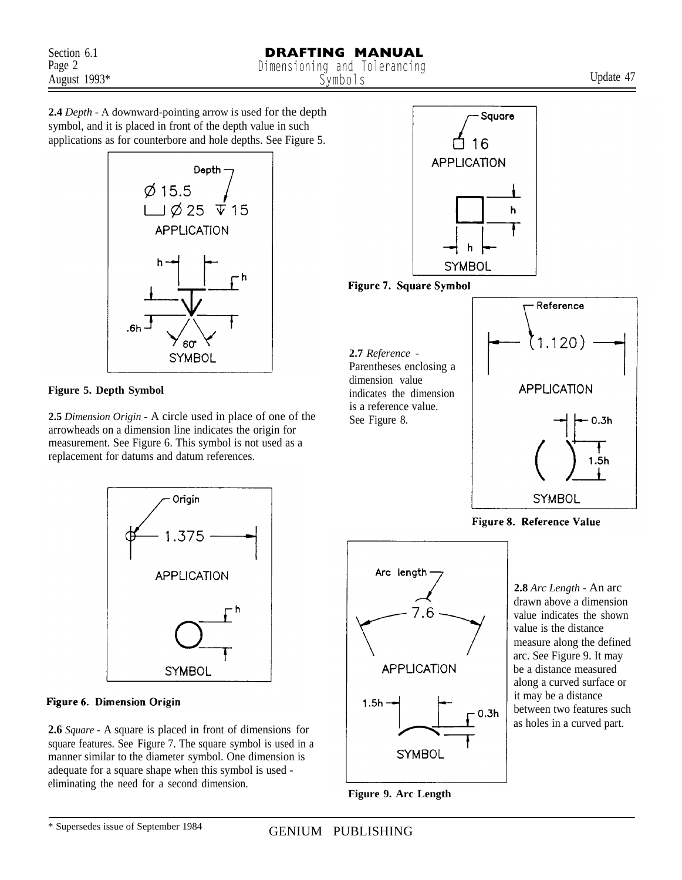**2.4** *Depth* - A downward-pointing arrow is used for the depth symbol, and it is placed in front of the depth value in such applications as for counterbore and hole depths. See Figure 5.

**Figure 5. Depth Symbol**

**2.5** *Dimension Origin* - A circle used in place of one of the arrowheads on a dimension line indicates the origin for measurement. See Figure 6. This symbol is not used as a replacement for datums and datum references.

**Figure 6. Dimension Origin**

**2.6** *Square* - A square is placed in front of dimensions for square features. See Figure 7. The square symbol is used in a manner similar to the diameter symbol. One dimension is adequate for a square shape when this symbol is used - eliminating the need for a second dimension.

**Figure 7. Square Symbol**

**2.7** *Reference* - Parentheses enclosing a dimension value indicates the dimension is a reference value. See Figure 8.

**Figure 8. Reference Value**

**2.8** *Arc Length* - An arc drawn above a dimension value indicates the shown value is the distance measure along the defined arc. See Figure 9. It may be a distance measured along a curved surface or it may be a distance between two features such as holes in a curved part.

**Figure 9. Arc Length**

\* Supersedes issue of September 1984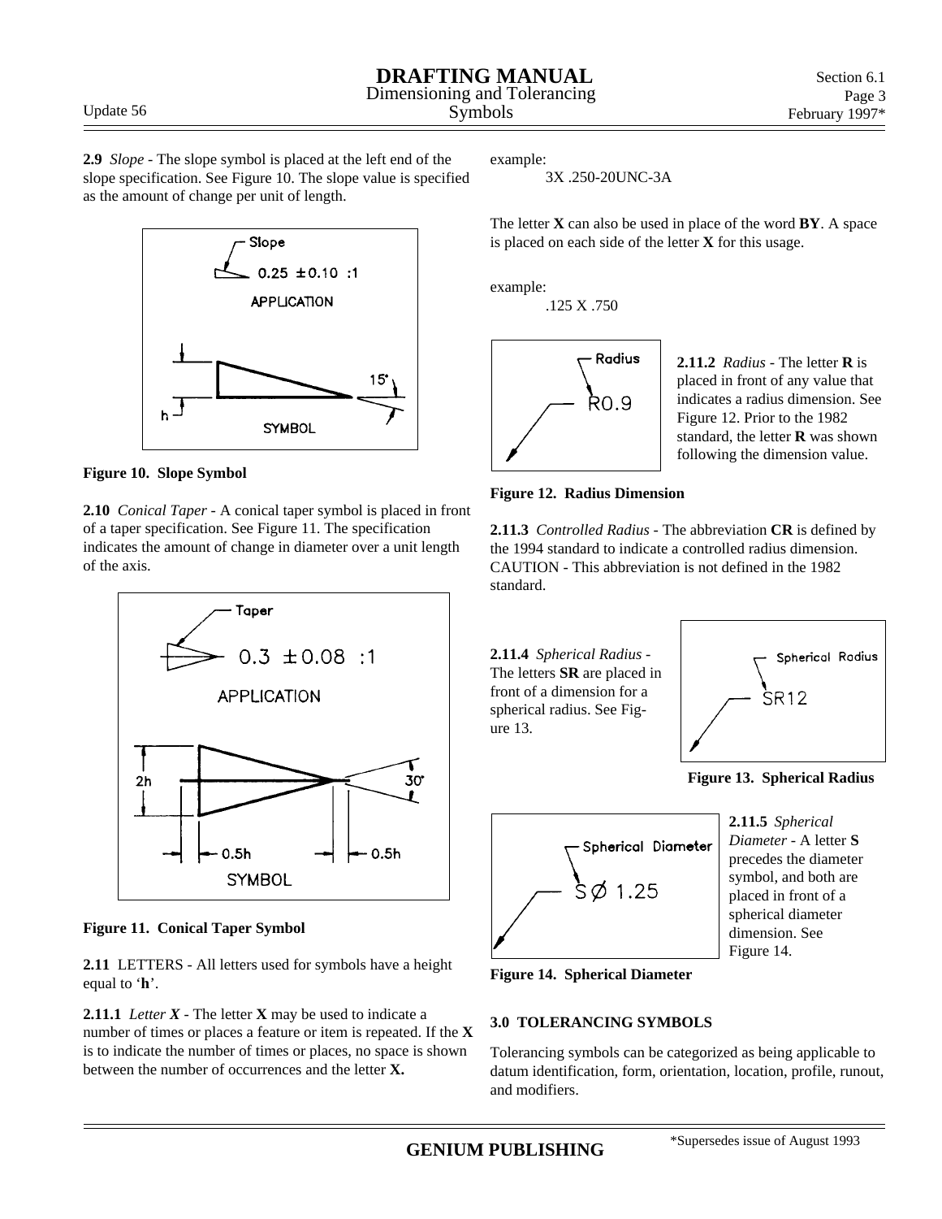**2.9** *Slope* - The slope symbol is placed at the left end of the slope specification. See Figure 10. The slope value is specified as the amount of change per unit of length.

**Figure 10. Slope Symbol**

**2.10** *Conical Taper* - A conical taper symbol is placed in front of a taper specification. See Figure 11. The specification indicates the amount of change in diameter over a unit length of the axis.

**Figure 11. Conical Taper Symbol**

**2.11** LETTERS - All letters used for symbols have a height equal to '**h**'.

**2.11.1** *Letter X* - The letter **X** may be used to indicate a number of times or places a feature or item is repeated. If the **X** is to indicate the number of times or places, no space is shown between the number of occurrences and the letter **X.**

example:

3X .250-20UNC-3A

The letter **X** can also be used in place of the word **BY**. A space is placed on each side of the letter **X** for this usage.

example:

.125 X .750

**2.11.2** *Radius* - The letter **R** is placed in front of any value that indicates a radius dimension. See Figure 12. Prior to the 1982 standard, the letter **R** was shown following the dimension value.

**Figure 12. Radius Dimension**

**2.11.3** *Controlled Radius* - The abbreviation **CR** is defined by the 1994 standard to indicate a controlled radius dimension. CAUTION - This abbreviation is not defined in the 1982 standard.

**2.11.4** *Spherical Radius* - The letters **SR** are placed in front of a dimension for a spherical radius. See Figure 13.

**Figure 13. Spherical Radius**

**2.11.5** *Spherical Diameter* - A letter **S** precedes the diameter symbol, and both are placed in front of a spherical diameter dimension. See Figure 14.

**Figure 14. Spherical Diameter**

## 3.0 TOLERANCING SYMBOLS

Tolerancing symbols can be categorized as being applicable to datum identification, form, orientation, location, profile, runout, and modifiers.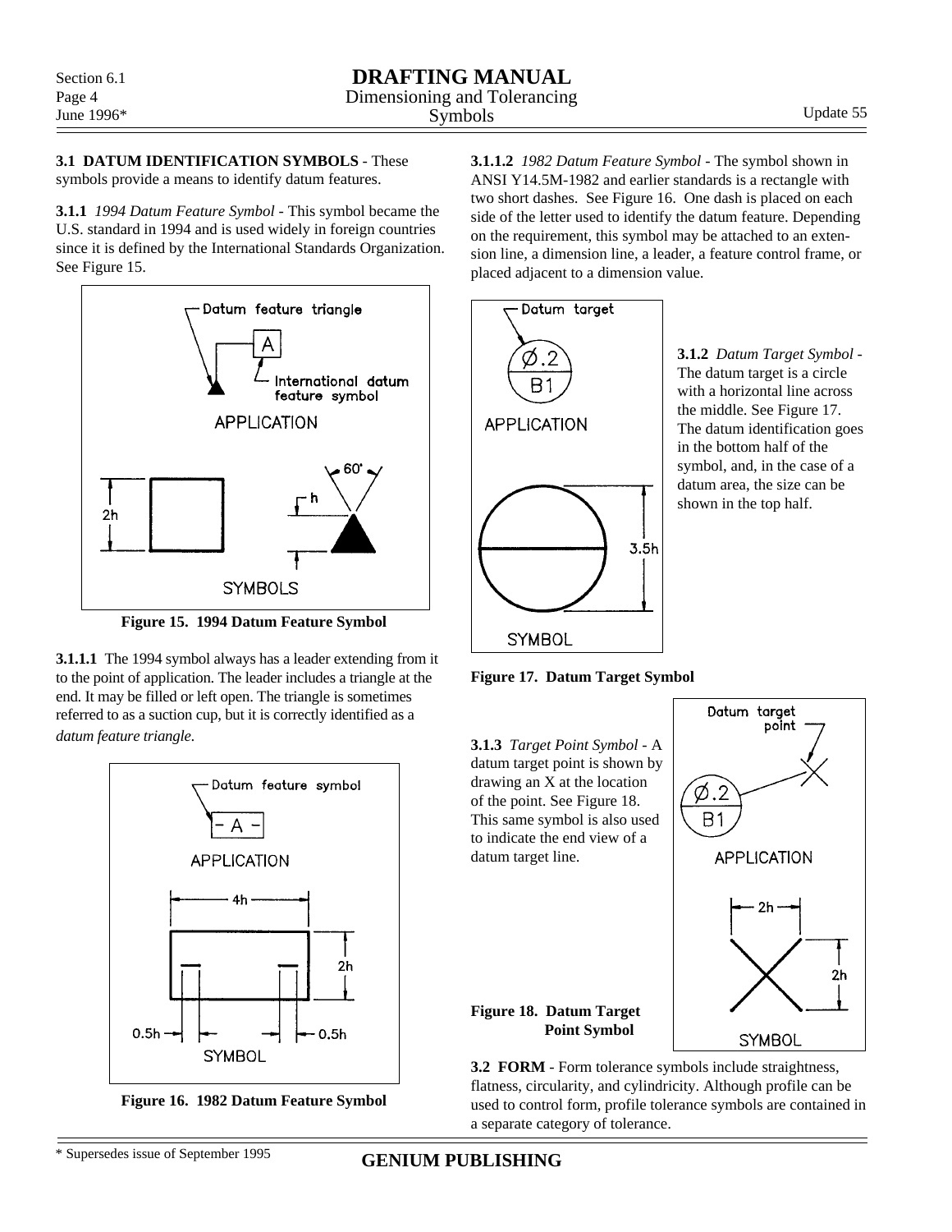**3.1 DATUM IDENTIFICATION SYMBOLS** - These symbols provide a means to identify datum features.

**3.1.1** *1994 Datum Feature Symbol* - This symbol became the U.S. standard in 1994 and is used widely in foreign countries since it is defined by the International Standards Organization. See Figure 15.

**Figure 15. 1994 Datum Feature Symbol**

**3.1.1.1** The 1994 symbol always has a leader extending from it to the point of application. The leader includes a triangle at the end. It may be filled or left open. The triangle is sometimes referred to as a suction cup, but it is correctly identified as a *datum feature triangle*.

**Figure 16. 1982 Datum Feature Symbol**

**3.1.1.2** *1982 Datum Feature Symbol* - The symbol shown in ANSI Y14.5M-1982 and earlier standards is a rectangle with two short dashes. See Figure 16. One dash is placed on each side of the letter used to identify the datum feature. Depending on the requirement, this symbol may be attached to an extension line, a dimension line, a leader, a feature control frame, or placed adjacent to a dimension value.

**3.1.2** *Datum Target Symbol* - The datum target is a circle with a horizontal line across the middle. See Figure 17. The datum identification goes in the bottom half of the symbol, and, in the case of a datum area, the size can be shown in the top half.

**Figure 17. Datum Target Symbol**

**3.1.3** *Target Point Symbol* - A datum target point is shown by drawing an X at the location of the point. See Figure 18. This same symbol is also used to indicate the end view of a datum target line.

**Figure 18. Datum Target Point Symbol**

**3.2 FORM** - Form tolerance symbols include straightness, flatness, circularity, and cylindricity. Although profile can be used to control form, profile tolerance symbols are contained in a separate category of tolerance.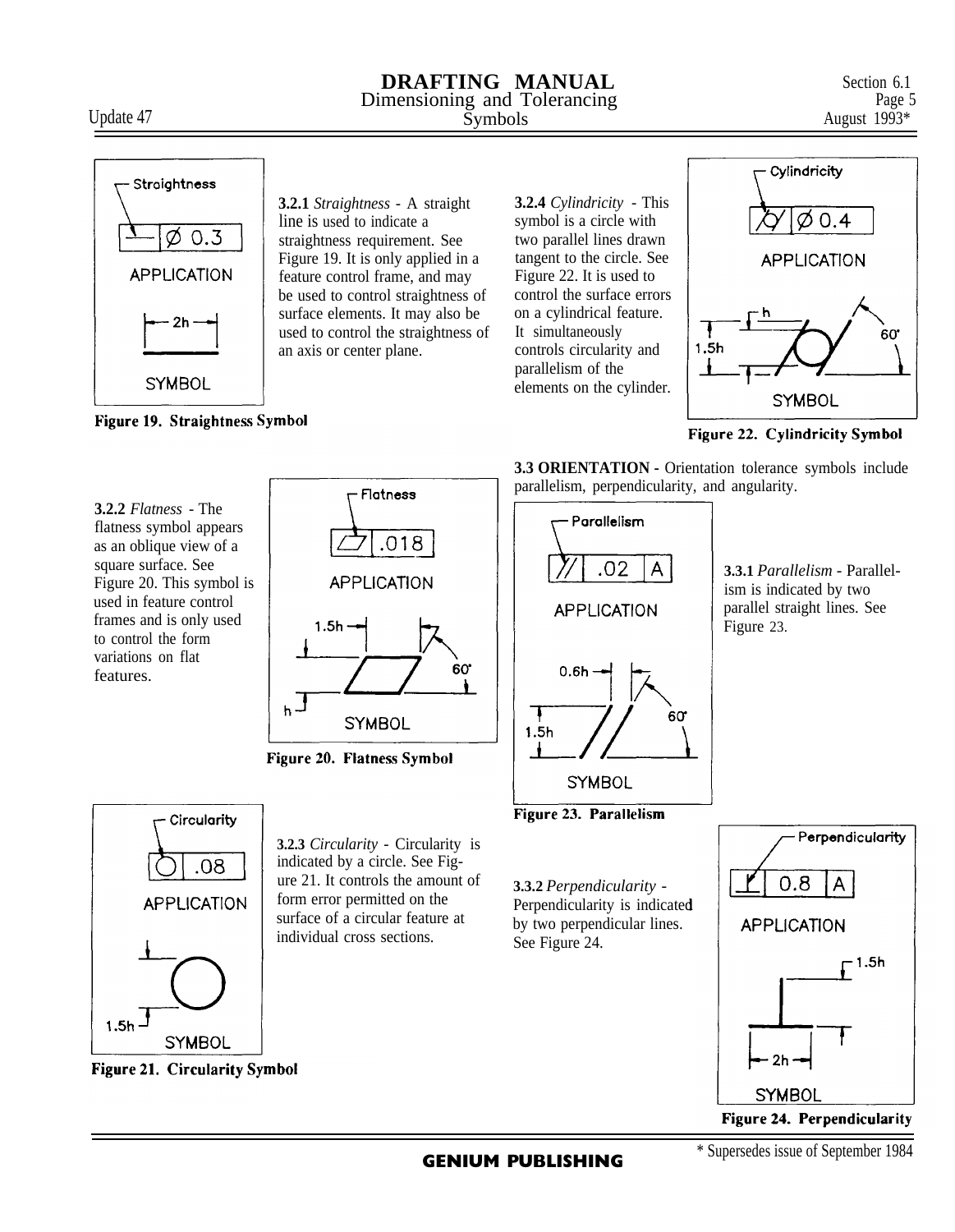**3.2.1** *Straightness* - A straight line is used to indicate a straightness requirement. See Figure 19. It is only applied in a feature control frame, and may be used to control straightness of surface elements. It may also be used to control the straightness of an axis or center plane.

Figure 19. Straightness Symbol

**3.2.2** *Flatness* - The flatness symbol appears as an oblique view of a square surface. See Figure 20. This symbol is used in feature control frames and is only used to control the form variations on flat features.

Figure 20. Flatness Symbol

**3.2.3** *Circularity* - Circularity is indicated by a circle. See Figure 21. It controls the amount of form error permitted on the surface of a circular feature at individual cross sections.

Figure 21. Circularity Symbol

**3.2.4** *Cylindricity* - This symbol is a circle with two parallel lines drawn tangent to the circle. See Figure 22. It is used to control the surface errors on a cylindrical feature. It simultaneously controls circularity and parallelism of the elements on the cylinder.

Figure 22. Cylindricity Symbol

**3.3 ORIENTATION -** Orientation tolerance symbols include parallelism, perpendicularity, and angularity.

**3.3.1** *Parallelism* - Parallelism is indicated by two parallel straight lines. See Figure 23.

Figure 23. Parallelism

**3.3.2** *Perpendicularity* - Perpendicularity is indicated by two perpendicular lines. See Figure 24.

Figure 24. Perpendicularity

\* Supersedes issue of September 1984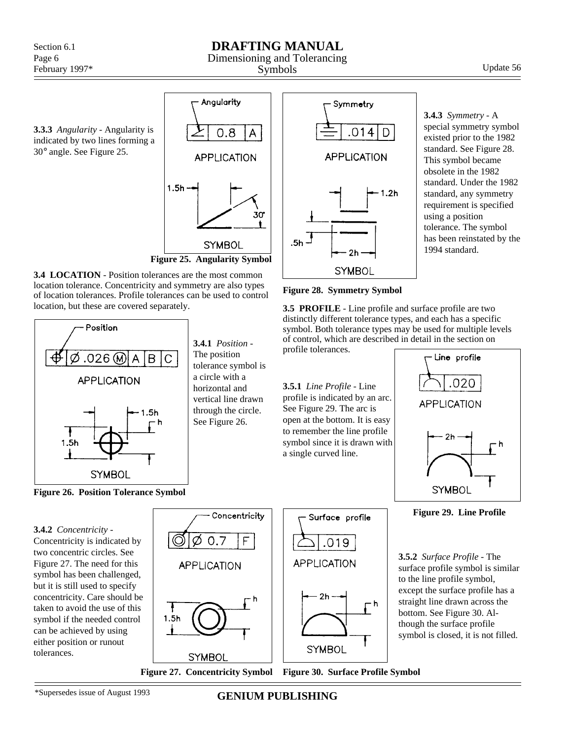**3.3.3** *Angularity* - Angularity is indicated by two lines forming a 30° angle. See Figure 25.

Angularity

APPLICATION

SYMBOL

**Figure 25. Angularity Symbol**

**3.4 LOCATION** - Position tolerances are the most common location tolerance. Concentricity and symmetry are also types of location tolerances. Profile tolerances can be used to control location, but these are covered separately.

Position

APPLICATION

SYMBOL

**Figure 26. Position Tolerance Symbol**

**3.4.1** *Position* - The position tolerance symbol is a circle with a horizontal and vertical line drawn through the circle. See Figure 26.

**3.4.2** *Concentricity* - Concentricity is indicated by two concentric circles. See Figure 27. The need for this symbol has been challenged, but it is still used to specify concentricity. Care should be taken to avoid the use of this symbol if the needed control can be achieved by using either position or runout tolerances.

Concentricity

APPLICATION

SYMBOL

**Figure 27. Concentricity Symbol**

Symmetry

APPLICATION

SYMBOL

**Figure 28. Symmetry Symbol**

**3.4.3** *Symmetry* - A special symmetry symbol existed prior to the 1982 standard. See Figure 28. This symbol became obsolete in the 1982 standard. Under the 1982 standard, any symmetry requirement is specified using a position tolerance. The symbol has been reinstated by the 1994 standard.

**3.5 PROFILE** - Line profile and surface profile are two distinctly different tolerance types, and each has a specific symbol. Both tolerance types may be used for multiple levels of control, which are described in detail in the section on profile tolerances.

**3.5.1** *Line Profile* - Line profile is indicated by an arc. See Figure 29. The arc is open at the bottom. It is easy to remember the line profile symbol since it is drawn with a single curved line.

Line profile

APPLICATION

SYMBOL

**Figure 29. Line Profile**

**3.5.2** *Surface Profile* - The surface profile symbol is similar to the line profile symbol, except the surface profile has a straight line drawn across the bottom. See Figure 30. Although the surface profile symbol is closed, it is not filled.

Surface profile

APPLICATION

SYMBOL

**Figure 30. Surface Profile Symbol**

*Supersedes issue of August 1993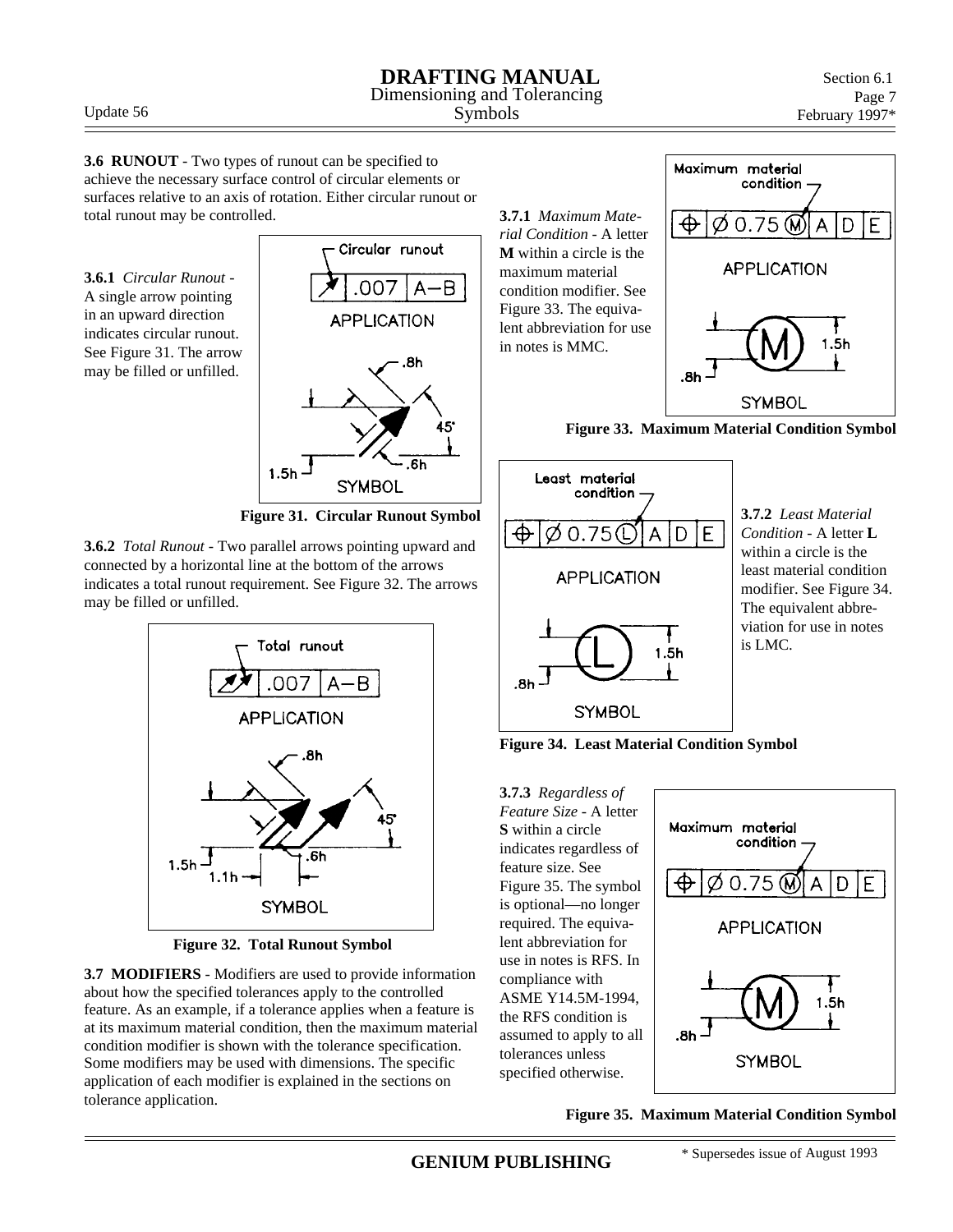**3.6 RUNOUT** - Two types of runout can be specified to achieve the necessary surface control of circular elements or surfaces relative to an axis of rotation. Either circular runout or total runout may be controlled.

**3.6.1** *Circular Runout* - A single arrow pointing in an upward direction indicates circular runout. See Figure 31. The arrow may be filled or unfilled.

**Figure 31. Circular Runout Symbol**

**3.6.2** *Total Runout* - Two parallel arrows pointing upward and connected by a horizontal line at the bottom of the arrows indicates a total runout requirement. See Figure 32. The arrows may be filled or unfilled.

**Figure 32. Total Runout Symbol**

**3.7 MODIFIERS** - Modifiers are used to provide information about how the specified tolerances apply to the controlled feature. As an example, if a tolerance applies when a feature is at its maximum material condition, then the maximum material condition modifier is shown with the tolerance specification. Some modifiers may be used with dimensions. The specific application of each modifier is explained in the sections on tolerance application.

**3.7.1** *Maximum Material Condition* - A letter **M** within a circle is the maximum material condition modifier. See Figure 33. The equivalent abbreviation for use in notes is MMC.

**Figure 33. Maximum Material Condition Symbol**

**3.7.2** *Least Material Condition* - A letter **L** within a circle is the least material condition modifier. See Figure 34. The equivalent abbreviation for use in notes is LMC.

**Figure 34. Least Material Condition Symbol**

**3.7.3** *Regardless of Feature Size* - A letter **S** within a circle indicates regardless of feature size. See Figure 35. The symbol is optional—no longer required. The equivalent abbreviation for use in notes is RFS. In compliance with ASME Y14.5M-1994, the RFS condition is assumed to apply to all tolerances unless specified otherwise.

**Figure 35. Maximum Material Condition Symbol**

\* Supersedes issue of August 1993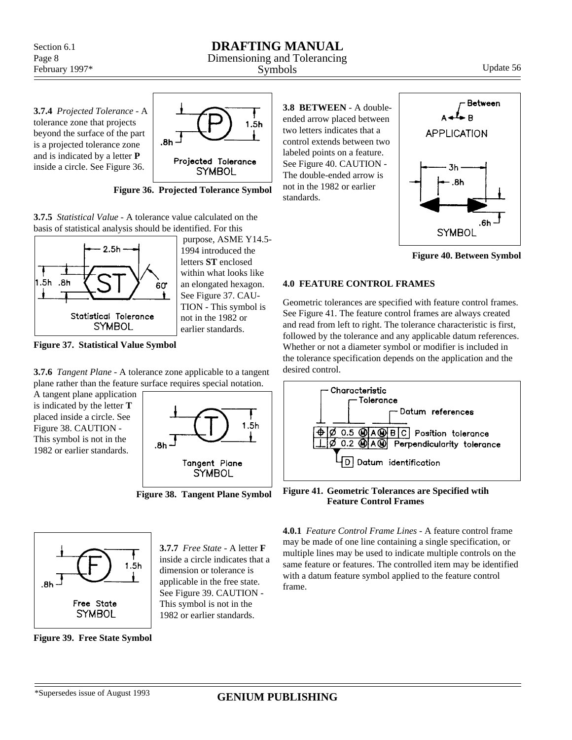**3.7.4** *Projected Tolerance* - A tolerance zone that projects beyond the surface of the part is a projected tolerance zone and is indicated by a letter **P** inside a circle. See Figure 36.

P
1.5h
.8h
Projected Tolerance
SYMBOL

**Figure 36. Projected Tolerance Symbol**

**3.7.5** *Statistical Value* - A tolerance value calculated on the basis of statistical analysis should be identified. For this purpose, ASME Y14.5-1994 introduced the letters **ST** enclosed within what looks like an elongated hexagon. See Figure 37. CAUTION - This symbol is not in the 1982 or earlier standards.

2.5h
ST
1.5h .8h
60°
Statistical Tolerance
SYMBOL

**Figure 37. Statistical Value Symbol**

**3.7.6** *Tangent Plane* - A tolerance zone applicable to a tangent plane rather than the feature surface requires special notation. A tangent plane application is indicated by the letter **T** placed inside a circle. See Figure 38. CAUTION - This symbol is not in the 1982 or earlier standards.

T
1.5h
.8h
Tangent Plane
SYMBOL

**Figure 38. Tangent Plane Symbol**

**3.7.7** *Free State* - A letter **F** inside a circle indicates that a dimension or tolerance is applicable in the free state. See Figure 39. CAUTION - This symbol is not in the 1982 or earlier standards.

F
1.5h
.8h
Free State
SYMBOL

**Figure 39. Free State Symbol**

**3.8 BETWEEN** - A double-ended arrow placed between two letters indicates that a control extends between two labeled points on a feature. See Figure 40. CAUTION - The double-ended arrow is not in the 1982 or earlier standards.

Between
A B
APPLICATION
3h
.8h
.6h
SYMBOL

**Figure 40. Between Symbol**

## 4.0 FEATURE CONTROL FRAMES

Geometric tolerances are specified with feature control frames. See Figure 41. The feature control frames are always created and read from left to right. The tolerance characteristic is first, followed by the tolerance and any applicable datum references. Whether or not a diameter symbol or modifier is included in the tolerance specification depends on the application and the desired control.

Characteristic
Tolerance
Datum references
⌖ | Ø 0.5 Ⓜ | A Ⓜ | B | C Position tolerance
⊥ | Ø 0.2 Ⓜ | A Ⓜ Perpendicularity tolerance
D Datum identification

**Figure 41. Geometric Tolerances are Specified wtih Feature Control Frames**

**4.0.1** *Feature Control Frame Lines* - A feature control frame may be made of one line containing a single specification, or multiple lines may be used to indicate multiple controls on the same feature or features. The controlled item may be identified with a datum feature symbol applied to the feature control frame.

*Supersedes issue of August 1993